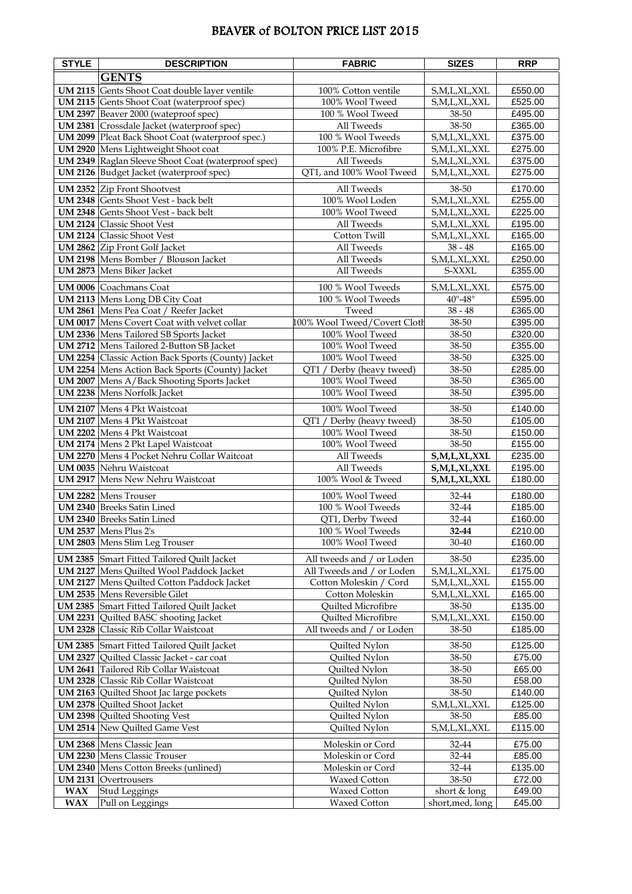# BEAVER of BOLTON PRICE LIST 2015

| STYLE | DESCRIPTION | FABRIC | SIZES | RRP |
|---|---|---|---|---|
| | **GENTS** | | | |
| **UM 2115** | Gents Shoot Coat double layer ventile | 100% Cotton ventile | S,M,L,XL,XXL | £550.00 |
| **UM 2115** | Gents Shoot Coat (waterproof spec) | 100% Wool Tweed | S,M,L,XL,XXL | £525.00 |
| **UM 2397** | Beaver 2000 (wateproof spec) | 100 % Wool Tweed | 38-50 | £495.00 |
| **UM 2381** | Crossdale Jacket (waterproof spec) | All Tweeds | 38-50 | £365.00 |
| **UM 2099** | Pleat Back Shoot Coat (waterproof spec.) | 100 % Wool Tweeds | S,M,L,XL,XXL | £375.00 |
| **UM 2920** | Mens Lightweight Shoot coat | 100% P.E. Microfibre | S,M,L,XL,XXL | £275.00 |
| **UM 2349** | Raglan Sleeve Shoot Coat (waterproof spec) | All Tweeds | S,M,L,XL,XXL | £375.00 |
| **UM 2126** | Budget Jacket (waterproof spec) | QT1, and 100% Wool Tweed | S,M,L,XL,XXL | £275.00 |
| **UM 2352** | Zip Front Shootvest | All Tweeds | 38-50 | £170.00 |
| **UM 2348** | Gents Shoot Vest - back belt | 100% Wool Loden | S,M,L,XL,XXL | £255.00 |
| **UM 2348** | Gents Shoot Vest - back belt | 100% Wool Tweed | S,M,L,XL,XXL | £225.00 |
| **UM 2124** | Classic Shoot Vest | All Tweeds | S,M,L,XL,XXL | £195.00 |
| **UM 2124** | Classic Shoot Vest | Cotton Twill | S,M,L,XL,XXL | £165.00 |
| **UM 2862** | Zip Front Golf Jacket | All Tweeds | 38 - 48 | £165.00 |
| **UM 2198** | Mens Bomber / Blouson Jacket | All Tweeds | S,M,L,XL,XXL | £250.00 |
| **UM 2873** | Mens Biker Jacket | All Tweeds | S-XXXL | £355.00 |
| **UM 0006** | Coachmans Coat | 100 % Wool Tweeds | S,M,L,XL,XXL | £575.00 |
| **UM 2113** | Mens Long DB City Coat | 100 % Wool Tweeds | 40"-48" | £595.00 |
| **UM 2861** | Mens Pea Coat / Reefer Jacket | Tweed | 38 - 48 | £365.00 |
| **UM 0017** | Mens Covert Coat with velvet collar | 100% Wool Tweed/Covert Cloth | 38-50 | £395.00 |
| **UM 2336** | Mens Tailored SB Sports Jacket | 100% Wool Tweed | 38-50 | £320.00 |
| **UM 2712** | Mens Tailored 2-Button SB Jacket | 100% Wool Tweed | 38-50 | £355.00 |
| **UM 2254** | Classic Action Back Sports (County) Jacket | 100% Wool Tweed | 38-50 | £325.00 |
| **UM 2254** | Mens Action Back Sports (County) Jacket | QT1 / Derby (heavy tweed) | 38-50 | £285.00 |
| **UM 2007** | Mens A/Back Shooting Sports Jacket | 100% Wool Tweed | 38-50 | £365.00 |
| **UM 2238** | Mens Norfolk Jacket | 100% Wool Tweed | 38-50 | £395.00 |
| **UM 2107** | Mens 4 Pkt Waistcoat | 100% Wool Tweed | 38-50 | £140.00 |
| **UM 2107** | Mens 4 Pkt Waistcoat | QT1 / Derby (heavy tweed) | 38-50 | £105.00 |
| **UM 2202** | Mens 4 Pkt Waistcoat | 100% Wool Tweed | 38-50 | £150.00 |
| **UM 2174** | Mens 2 Pkt Lapel Waistcoat | 100% Wool Tweed | 38-50 | £155.00 |
| **UM 2270** | Mens 4 Pocket Nehru Collar Waitcoat | All Tweeds | **S,M,L,XL,XXL** | £235.00 |
| **UM 0035** | Nehru Waistcoat | All Tweeds | **S,M,L,XL,XXL** | £195.00 |
| **UM 2917** | Mens New Nehru Waistcoat | 100% Wool & Tweed | **S,M,L,XL,XXL** | £180.00 |
| **UM 2282** | Mens Trouser | 100% Wool Tweed | 32-44 | £180.00 |
| **UM 2340** | Breeks Satin Lined | 100 % Wool Tweeds | 32-44 | £185.00 |
| **UM 2340** | Breeks Satin Lined | QT1, Derby Tweed | 32-44 | £160.00 |
| **UM 2537** | Mens Plus 2's | 100 % Wool Tweeds | **32-44** | £210.00 |
| **UM 2803** | Mens Slim Leg Trouser | 100% Wool Tweed | 30-40 | £160.00 |
| **UM 2385** | Smart Fitted Tailored Quilt Jacket | All tweeds and / or Loden | 38-50 | £235.00 |
| **UM 2127** | Mens Quilted Wool Paddock Jacket | All Tweeds and / or Loden | S,M,L,XL,XXL | £175.00 |
| **UM 2127** | Mens Quilted Cotton Paddock Jacket | Cotton Moleskin / Cord | S,M,L,XL,XXL | £155.00 |
| **UM 2535** | Mens Reversible Gilet | Cotton Moleskin | S,M,L,XL,XXL | £165.00 |
| **UM 2385** | Smart Fitted Tailored Quilt Jacket | Quilted Microfibre | 38-50 | £135.00 |
| **UM 2231** | Quilted BASC shooting Jacket | Quilted Microfibre | S,M,L,XL,XXL | £150.00 |
| **UM 2328** | Classic Rib Collar Waistcoat | All tweeds and / or Loden | 38-50 | £185.00 |
| **UM 2385** | Smart Fitted Tailored Quilt Jacket | Quilted Nylon | 38-50 | £125.00 |
| **UM 2327** | Quilted Classic Jacket - car coat | Quilted Nylon | 38-50 | £75.00 |
| **UM 2641** | Tailored Rib Collar Waistcoat | Quilted Nylon | 38-50 | £65.00 |
| **UM 2328** | Classic Rib Collar Waistcoat | Quilted Nylon | 38-50 | £58.00 |
| **UM 2163** | Quilted Shoot Jac large pockets | Quilted Nylon | 38-50 | £140.00 |
| **UM 2378** | Quilted Shoot Jacket | Quilted Nylon | S,M,L,XL,XXL | £125.00 |
| **UM 2398** | Quilted Shooting Vest | Quilted Nylon | 38-50 | £85.00 |
| **UM 2514** | New Quilted Game Vest | Quilted Nylon | S,M,L,XL,XXL | £115.00 |
| **UM 2368** | Mens Classic Jean | Moleskin or Cord | 32-44 | £75.00 |
| **UM 2230** | Mens Classic Trouser | Moleskin or Cord | 32-44 | £85.00 |
| **UM 2340** | Mens Cotton Breeks (unlined) | Moleskin or Cord | 32-44 | £135.00 |
| **UM 2131** | Overtrousers | Waxed Cotton | 38-50 | £72.00 |
| **WAX** | Stud Leggings | Waxed Cotton | short & long | £49.00 |
| **WAX** | Pull on Leggings | Waxed Cotton | short,med, long | £45.00 |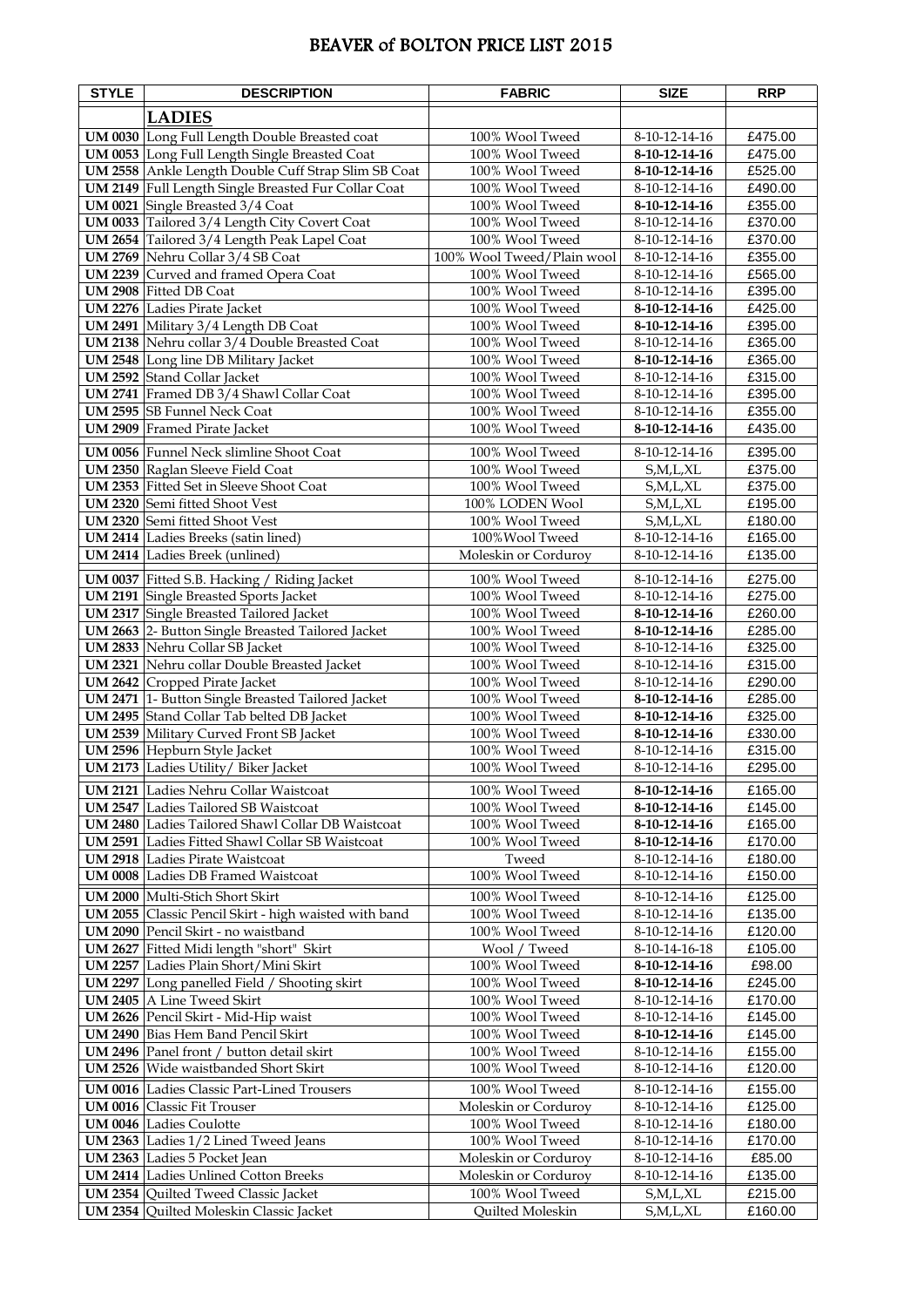# BEAVER of BOLTON PRICE LIST 2015

| STYLE | DESCRIPTION | FABRIC | SIZE | RRP |
|---|---|---|---|---|
| | **LADIES** | | | |
| **UM 0030** | Long Full Length Double Breasted coat | 100% Wool Tweed | 8-10-12-14-16 | £475.00 |
| **UM 0053** | Long Full Length Single Breasted Coat | 100% Wool Tweed | **8-10-12-14-16** | £475.00 |
| **UM 2558** | Ankle Length Double Cuff Strap Slim SB Coat | 100% Wool Tweed | **8-10-12-14-16** | £525.00 |
| **UM 2149** | Full Length Single Breasted Fur Collar Coat | 100% Wool Tweed | 8-10-12-14-16 | £490.00 |
| **UM 0021** | Single Breasted 3/4 Coat | 100% Wool Tweed | **8-10-12-14-16** | £355.00 |
| **UM 0033** | Tailored 3/4 Length City Covert Coat | 100% Wool Tweed | 8-10-12-14-16 | £370.00 |
| **UM 2654** | Tailored 3/4 Length Peak Lapel Coat | 100% Wool Tweed | 8-10-12-14-16 | £370.00 |
| **UM 2769** | Nehru Collar 3/4 SB Coat | 100% Wool Tweed/Plain wool | 8-10-12-14-16 | £355.00 |
| **UM 2239** | Curved and framed Opera Coat | 100% Wool Tweed | 8-10-12-14-16 | £565.00 |
| **UM 2908** | Fitted DB Coat | 100% Wool Tweed | 8-10-12-14-16 | £395.00 |
| **UM 2276** | Ladies Pirate Jacket | 100% Wool Tweed | **8-10-12-14-16** | £425.00 |
| **UM 2491** | Military 3/4 Length DB Coat | 100% Wool Tweed | **8-10-12-14-16** | £395.00 |
| **UM 2138** | Nehru collar 3/4 Double Breasted Coat | 100% Wool Tweed | 8-10-12-14-16 | £365.00 |
| **UM 2548** | Long line DB Military Jacket | 100% Wool Tweed | **8-10-12-14-16** | £365.00 |
| **UM 2592** | Stand Collar Jacket | 100% Wool Tweed | 8-10-12-14-16 | £315.00 |
| **UM 2741** | Framed DB 3/4 Shawl Collar Coat | 100% Wool Tweed | 8-10-12-14-16 | £395.00 |
| **UM 2595** | SB Funnel Neck Coat | 100% Wool Tweed | 8-10-12-14-16 | £355.00 |
| **UM 2909** | Framed Pirate Jacket | 100% Wool Tweed | **8-10-12-14-16** | £435.00 |
| **UM 0056** | Funnel Neck slimline Shoot Coat | 100% Wool Tweed | 8-10-12-14-16 | £395.00 |
| **UM 2350** | Raglan Sleeve Field Coat | 100% Wool Tweed | S,M,L,XL | £375.00 |
| **UM 2353** | Fitted Set in Sleeve Shoot Coat | 100% Wool Tweed | S,M,L,XL | £375.00 |
| **UM 2320** | Semi fitted Shoot Vest | 100% LODEN Wool | S,M,L,XL | £195.00 |
| **UM 2320** | Semi fitted Shoot Vest | 100% Wool Tweed | S,M,L,XL | £180.00 |
| **UM 2414** | Ladies Breeks (satin lined) | 100%Wool Tweed | 8-10-12-14-16 | £165.00 |
| **UM 2414** | Ladies Breek (unlined) | Moleskin or Corduroy | 8-10-12-14-16 | £135.00 |
| **UM 0037** | Fitted S.B. Hacking / Riding Jacket | 100% Wool Tweed | 8-10-12-14-16 | £275.00 |
| **UM 2191** | Single Breasted Sports Jacket | 100% Wool Tweed | 8-10-12-14-16 | £275.00 |
| **UM 2317** | Single Breasted Tailored Jacket | 100% Wool Tweed | **8-10-12-14-16** | £260.00 |
| **UM 2663** | 2- Button Single Breasted Tailored Jacket | 100% Wool Tweed | **8-10-12-14-16** | £285.00 |
| **UM 2833** | Nehru Collar SB Jacket | 100% Wool Tweed | 8-10-12-14-16 | £325.00 |
| **UM 2321** | Nehru collar Double Breasted Jacket | 100% Wool Tweed | 8-10-12-14-16 | £315.00 |
| **UM 2642** | Cropped Pirate Jacket | 100% Wool Tweed | 8-10-12-14-16 | £290.00 |
| **UM 2471** | 1- Button Single Breasted Tailored Jacket | 100% Wool Tweed | **8-10-12-14-16** | £285.00 |
| **UM 2495** | Stand Collar Tab belted DB Jacket | 100% Wool Tweed | **8-10-12-14-16** | £325.00 |
| **UM 2539** | Military Curved Front SB Jacket | 100% Wool Tweed | **8-10-12-14-16** | £330.00 |
| **UM 2596** | Hepburn Style Jacket | 100% Wool Tweed | 8-10-12-14-16 | £315.00 |
| **UM 2173** | Ladies Utility/ Biker Jacket | 100% Wool Tweed | 8-10-12-14-16 | £295.00 |
| **UM 2121** | Ladies Nehru Collar Waistcoat | 100% Wool Tweed | **8-10-12-14-16** | £165.00 |
| **UM 2547** | Ladies Tailored SB Waistcoat | 100% Wool Tweed | **8-10-12-14-16** | £145.00 |
| **UM 2480** | Ladies Tailored Shawl Collar DB Waistcoat | 100% Wool Tweed | **8-10-12-14-16** | £165.00 |
| **UM 2591** | Ladies Fitted Shawl Collar SB Waistcoat | 100% Wool Tweed | **8-10-12-14-16** | £170.00 |
| **UM 2918** | Ladies Pirate Waistcoat | Tweed | 8-10-12-14-16 | £180.00 |
| **UM 0008** | Ladies DB Framed Waistcoat | 100% Wool Tweed | 8-10-12-14-16 | £150.00 |
| **UM 2000** | Multi-Stich Short Skirt | 100% Wool Tweed | 8-10-12-14-16 | £125.00 |
| **UM 2055** | Classic Pencil Skirt - high waisted with band | 100% Wool Tweed | 8-10-12-14-16 | £135.00 |
| **UM 2090** | Pencil Skirt - no waistband | 100% Wool Tweed | 8-10-12-14-16 | £120.00 |
| **UM 2627** | Fitted Midi length "short" Skirt | Wool / Tweed | 8-10-14-16-18 | £105.00 |
| **UM 2257** | Ladies Plain Short/Mini Skirt | 100% Wool Tweed | **8-10-12-14-16** | £98.00 |
| **UM 2297** | Long panelled Field / Shooting skirt | 100% Wool Tweed | **8-10-12-14-16** | £245.00 |
| **UM 2405** | A Line Tweed Skirt | 100% Wool Tweed | 8-10-12-14-16 | £170.00 |
| **UM 2626** | Pencil Skirt - Mid-Hip waist | 100% Wool Tweed | 8-10-12-14-16 | £145.00 |
| **UM 2490** | Bias Hem Band Pencil Skirt | 100% Wool Tweed | **8-10-12-14-16** | £145.00 |
| **UM 2496** | Panel front / button detail skirt | 100% Wool Tweed | 8-10-12-14-16 | £155.00 |
| **UM 2526** | Wide waistbanded Short Skirt | 100% Wool Tweed | 8-10-12-14-16 | £120.00 |
| **UM 0016** | Ladies Classic Part-Lined Trousers | 100% Wool Tweed | 8-10-12-14-16 | £155.00 |
| **UM 0016** | Classic Fit Trouser | Moleskin or Corduroy | 8-10-12-14-16 | £125.00 |
| **UM 0046** | Ladies Coulotte | 100% Wool Tweed | 8-10-12-14-16 | £180.00 |
| **UM 2363** | Ladies 1/2 Lined Tweed Jeans | 100% Wool Tweed | 8-10-12-14-16 | £170.00 |
| **UM 2363** | Ladies 5 Pocket Jean | Moleskin or Corduroy | 8-10-12-14-16 | £85.00 |
| **UM 2414** | Ladies Unlined Cotton Breeks | Moleskin or Corduroy | 8-10-12-14-16 | £135.00 |
| **UM 2354** | Quilted Tweed Classic Jacket | 100% Wool Tweed | S,M,L,XL | £215.00 |
| **UM 2354** | Quilted Moleskin Classic Jacket | Quilted Moleskin | S,M,L,XL | £160.00 |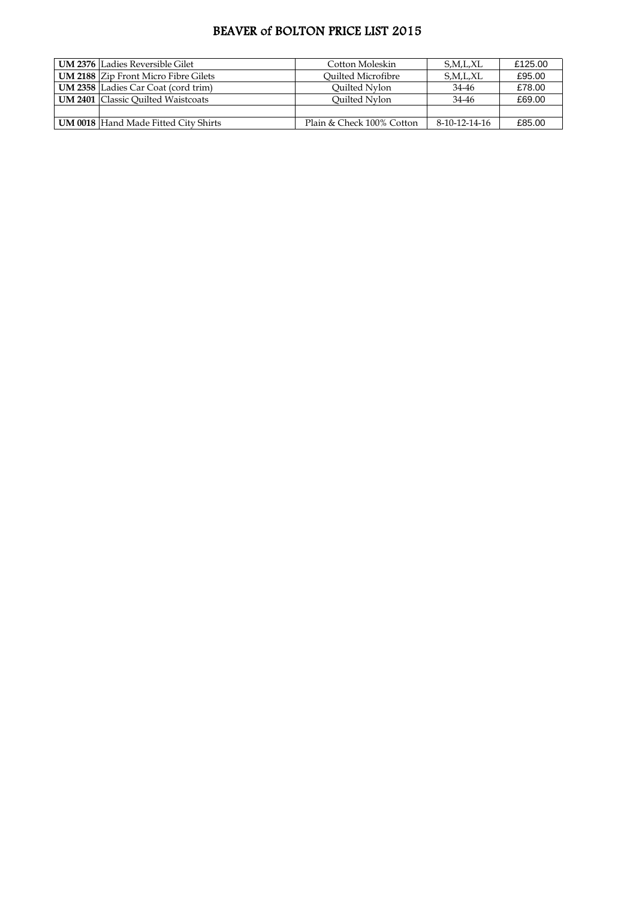# BEAVER of BOLTON PRICE LIST 2015

| | | | | |
|---|---|---|---|---|
| **UM 2376** | Ladies Reversible Gilet | Cotton Moleskin | S,M,L,XL | £125.00 |
| **UM 2188** | Zip Front Micro Fibre Gilets | Quilted Microfibre | S,M,L,XL | £95.00 |
| **UM 2358** | Ladies Car Coat (cord trim) | Quilted Nylon | 34-46 | £78.00 |
| **UM 2401** | Classic Quilted Waistcoats | Quilted Nylon | 34-46 | £69.00 |
| | | | | |
| **UM 0018** | Hand Made Fitted City Shirts | Plain & Check 100% Cotton | 8-10-12-14-16 | £85.00 |